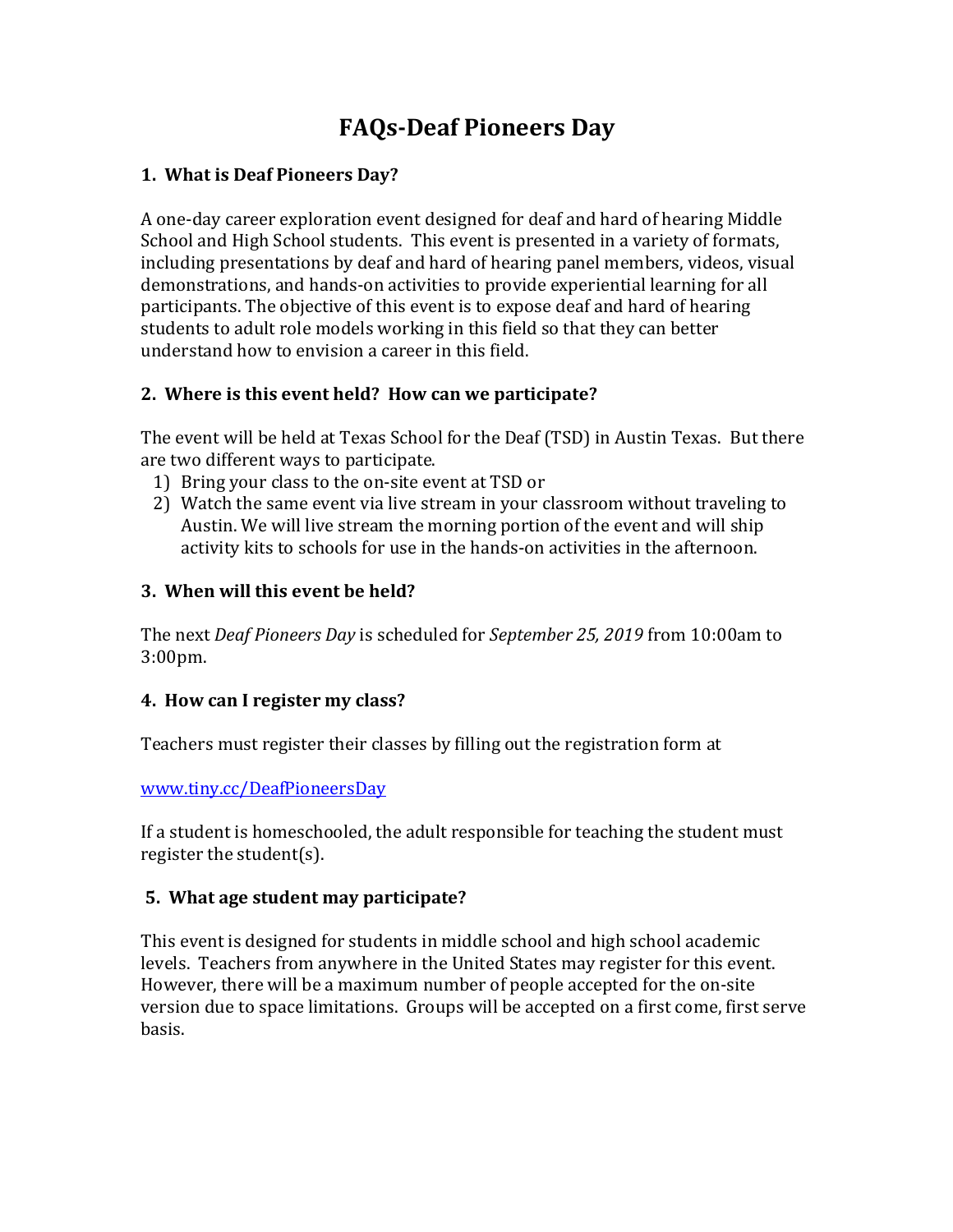# FAQs-Deaf Pioneers Day

## 1. What is Deaf Pioneers Day?

A one-day career exploration event designed for deaf and hard of hearing Middle School and High School students. This event is presented in a variety of formats, including presentations by deaf and hard of hearing panel members, videos, visual demonstrations, and hands-on activities to provide experiential learning for all participants. The objective of this event is to expose deaf and hard of hearing students to adult role models working in this field so that they can better understand how to envision a career in this field.

## 2. Where is this event held? How can we participate?

The event will be held at Texas School for the Deaf (TSD) in Austin Texas. But there are two different ways to participate.

1) Bring your class to the on-site event at TSD or
2) Watch the same event via live stream in your classroom without traveling to Austin. We will live stream the morning portion of the event and will ship activity kits to schools for use in the hands-on activities in the afternoon.

## 3. When will this event be held?

The next *Deaf Pioneers Day* is scheduled for *September 25, 2019* from 10:00am to 3:00pm.

## 4. How can I register my class?

Teachers must register their classes by filling out the registration form at

[www.tiny.cc/DeafPioneersDay](http://www.tiny.cc/DeafPioneersDay)

If a student is homeschooled, the adult responsible for teaching the student must register the student(s).

## 5. What age student may participate?

This event is designed for students in middle school and high school academic levels. Teachers from anywhere in the United States may register for this event. However, there will be a maximum number of people accepted for the on-site version due to space limitations. Groups will be accepted on a first come, first serve basis.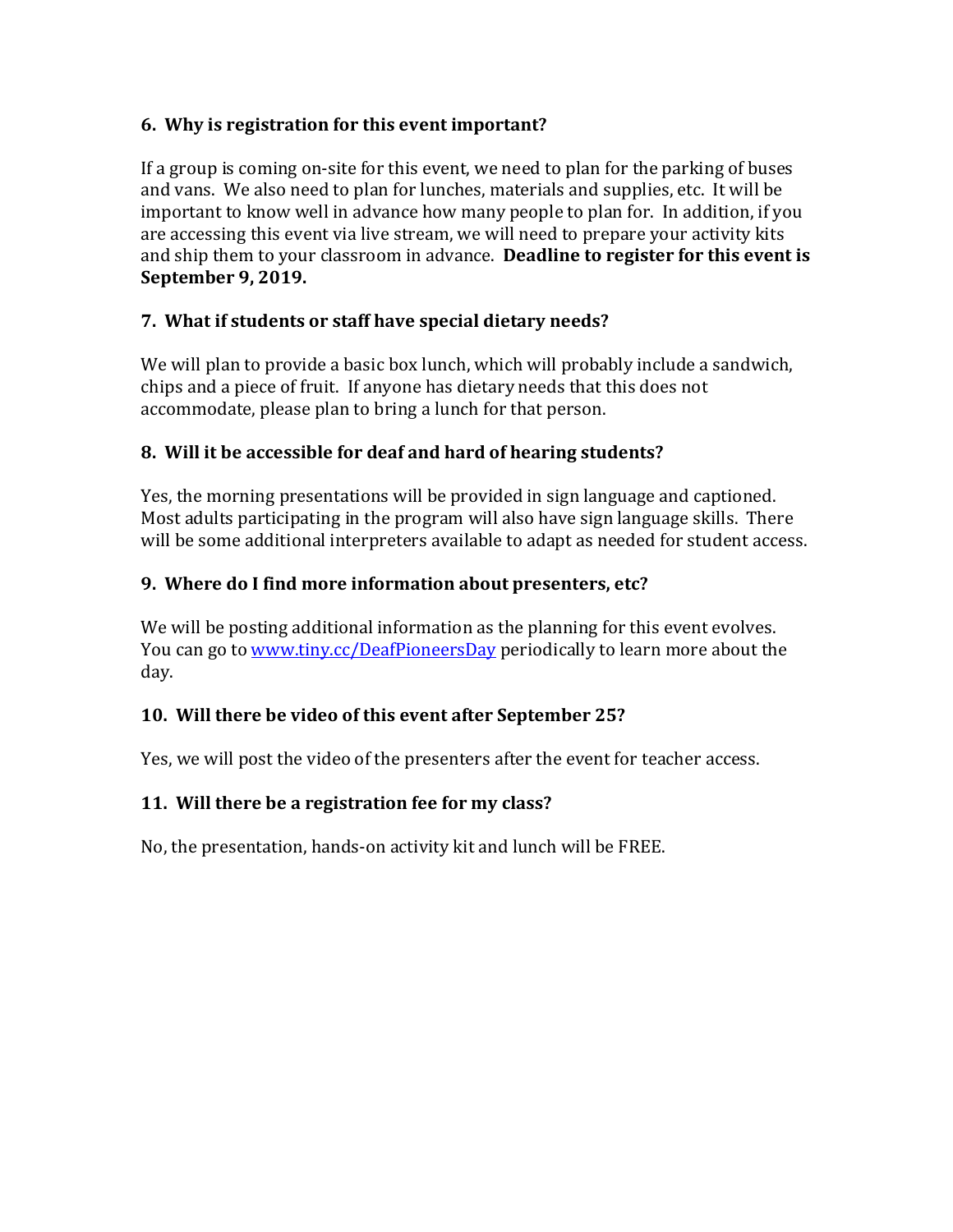**6. Why is registration for this event important?**

If a group is coming on-site for this event, we need to plan for the parking of buses and vans. We also need to plan for lunches, materials and supplies, etc. It will be important to know well in advance how many people to plan for. In addition, if you are accessing this event via live stream, we will need to prepare your activity kits and ship them to your classroom in advance. **Deadline to register for this event is September 9, 2019.**

**7. What if students or staff have special dietary needs?**

We will plan to provide a basic box lunch, which will probably include a sandwich, chips and a piece of fruit. If anyone has dietary needs that this does not accommodate, please plan to bring a lunch for that person.

**8. Will it be accessible for deaf and hard of hearing students?**

Yes, the morning presentations will be provided in sign language and captioned. Most adults participating in the program will also have sign language skills. There will be some additional interpreters available to adapt as needed for student access.

**9. Where do I find more information about presenters, etc?**

We will be posting additional information as the planning for this event evolves. You can go to [www.tiny.cc/DeafPioneersDay](http://www.tiny.cc/DeafPioneersDay) periodically to learn more about the day.

**10. Will there be video of this event after September 25?**

Yes, we will post the video of the presenters after the event for teacher access.

**11. Will there be a registration fee for my class?**

No, the presentation, hands-on activity kit and lunch will be FREE.